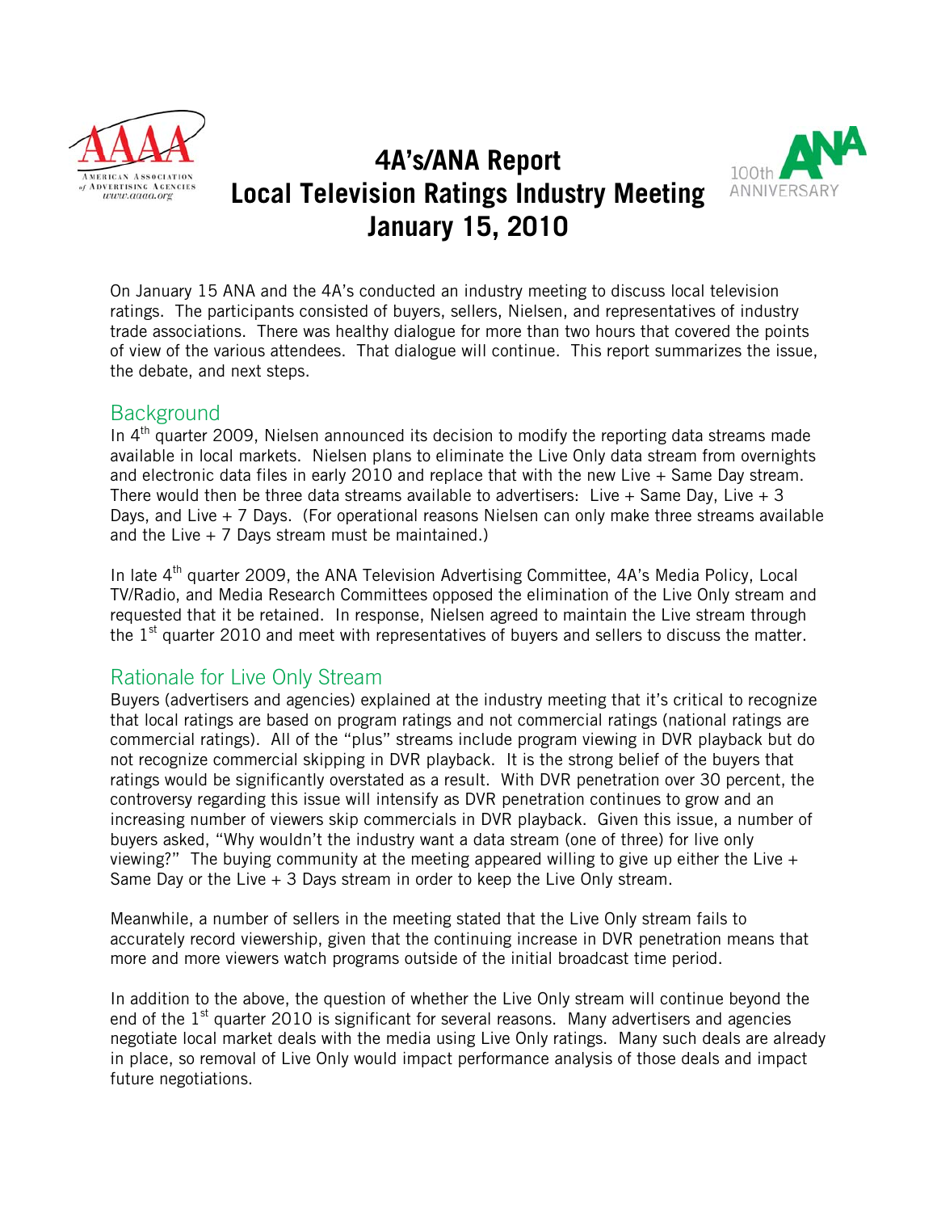# 4A's/ANA Report
# Local Television Ratings Industry Meeting
# January 15, 2010

On January 15 ANA and the 4A's conducted an industry meeting to discuss local television ratings. The participants consisted of buyers, sellers, Nielsen, and representatives of industry trade associations. There was healthy dialogue for more than two hours that covered the points of view of the various attendees. That dialogue will continue. This report summarizes the issue, the debate, and next steps.

## Background

In 4th quarter 2009, Nielsen announced its decision to modify the reporting data streams made available in local markets. Nielsen plans to eliminate the Live Only data stream from overnights and electronic data files in early 2010 and replace that with the new Live + Same Day stream. There would then be three data streams available to advertisers: Live + Same Day, Live + 3 Days, and Live + 7 Days. (For operational reasons Nielsen can only make three streams available and the Live + 7 Days stream must be maintained.)

In late 4th quarter 2009, the ANA Television Advertising Committee, 4A's Media Policy, Local TV/Radio, and Media Research Committees opposed the elimination of the Live Only stream and requested that it be retained. In response, Nielsen agreed to maintain the Live stream through the 1st quarter 2010 and meet with representatives of buyers and sellers to discuss the matter.

## Rationale for Live Only Stream

Buyers (advertisers and agencies) explained at the industry meeting that it's critical to recognize that local ratings are based on program ratings and not commercial ratings (national ratings are commercial ratings). All of the "plus" streams include program viewing in DVR playback but do not recognize commercial skipping in DVR playback. It is the strong belief of the buyers that ratings would be significantly overstated as a result. With DVR penetration over 30 percent, the controversy regarding this issue will intensify as DVR penetration continues to grow and an increasing number of viewers skip commercials in DVR playback. Given this issue, a number of buyers asked, "Why wouldn't the industry want a data stream (one of three) for live only viewing?" The buying community at the meeting appeared willing to give up either the Live + Same Day or the Live + 3 Days stream in order to keep the Live Only stream.

Meanwhile, a number of sellers in the meeting stated that the Live Only stream fails to accurately record viewership, given that the continuing increase in DVR penetration means that more and more viewers watch programs outside of the initial broadcast time period.

In addition to the above, the question of whether the Live Only stream will continue beyond the end of the 1st quarter 2010 is significant for several reasons. Many advertisers and agencies negotiate local market deals with the media using Live Only ratings. Many such deals are already in place, so removal of Live Only would impact performance analysis of those deals and impact future negotiations.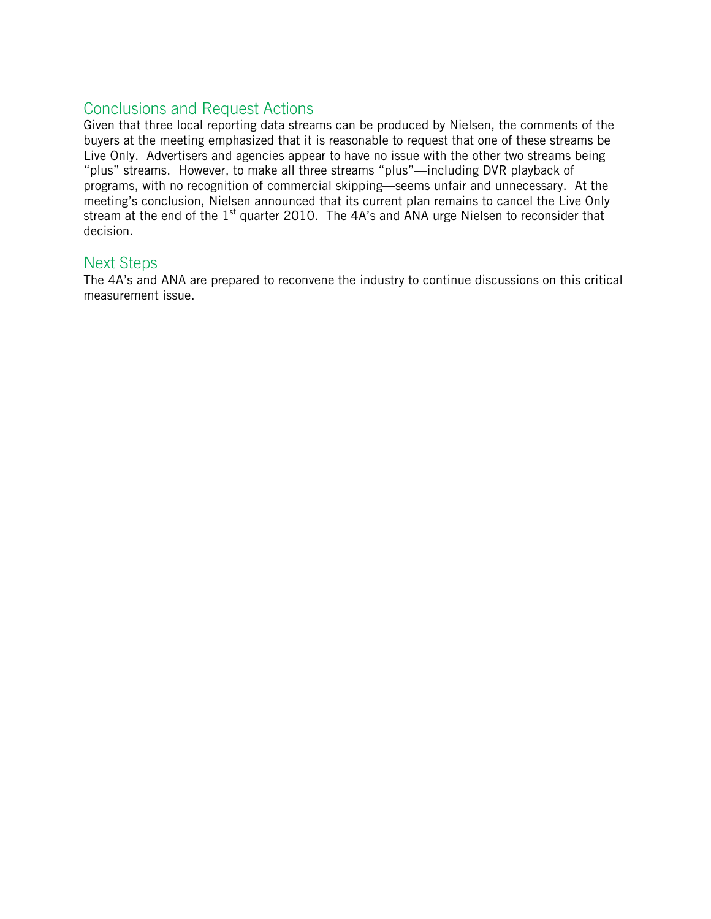## Conclusions and Request Actions

Given that three local reporting data streams can be produced by Nielsen, the comments of the buyers at the meeting emphasized that it is reasonable to request that one of these streams be Live Only. Advertisers and agencies appear to have no issue with the other two streams being "plus" streams. However, to make all three streams "plus"—including DVR playback of programs, with no recognition of commercial skipping—seems unfair and unnecessary. At the meeting's conclusion, Nielsen announced that its current plan remains to cancel the Live Only stream at the end of the 1st quarter 2010. The 4A's and ANA urge Nielsen to reconsider that decision.

## Next Steps

The 4A's and ANA are prepared to reconvene the industry to continue discussions on this critical measurement issue.